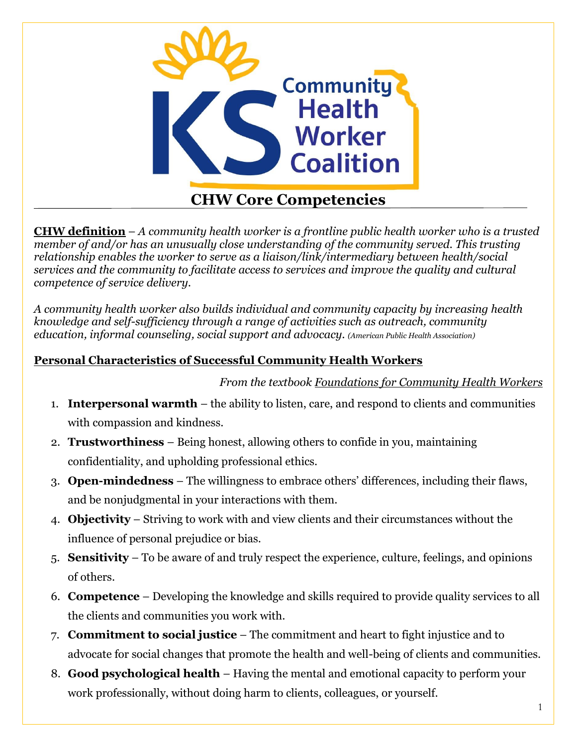KS Community Health Worker Coalition

# CHW Core Competencies

**CHW definition** – *A community health worker is a frontline public health worker who is a trusted member of and/or has an unusually close understanding of the community served. This trusting relationship enables the worker to serve as a liaison/link/intermediary between health/social services and the community to facilitate access to services and improve the quality and cultural competence of service delivery.*

*A community health worker also builds individual and community capacity by increasing health knowledge and self-sufficiency through a range of activities such as outreach, community education, informal counseling, social support and advocacy. (American Public Health Association)*

## Personal Characteristics of Successful Community Health Workers

*From the textbook Foundations for Community Health Workers*

1. **Interpersonal warmth** – the ability to listen, care, and respond to clients and communities with compassion and kindness.
2. **Trustworthiness** – Being honest, allowing others to confide in you, maintaining confidentiality, and upholding professional ethics.
3. **Open-mindedness** – The willingness to embrace others' differences, including their flaws, and be nonjudgmental in your interactions with them.
4. **Objectivity** – Striving to work with and view clients and their circumstances without the influence of personal prejudice or bias.
5. **Sensitivity** – To be aware of and truly respect the experience, culture, feelings, and opinions of others.
6. **Competence** – Developing the knowledge and skills required to provide quality services to all the clients and communities you work with.
7. **Commitment to social justice** – The commitment and heart to fight injustice and to advocate for social changes that promote the health and well-being of clients and communities.
8. **Good psychological health** – Having the mental and emotional capacity to perform your work professionally, without doing harm to clients, colleagues, or yourself.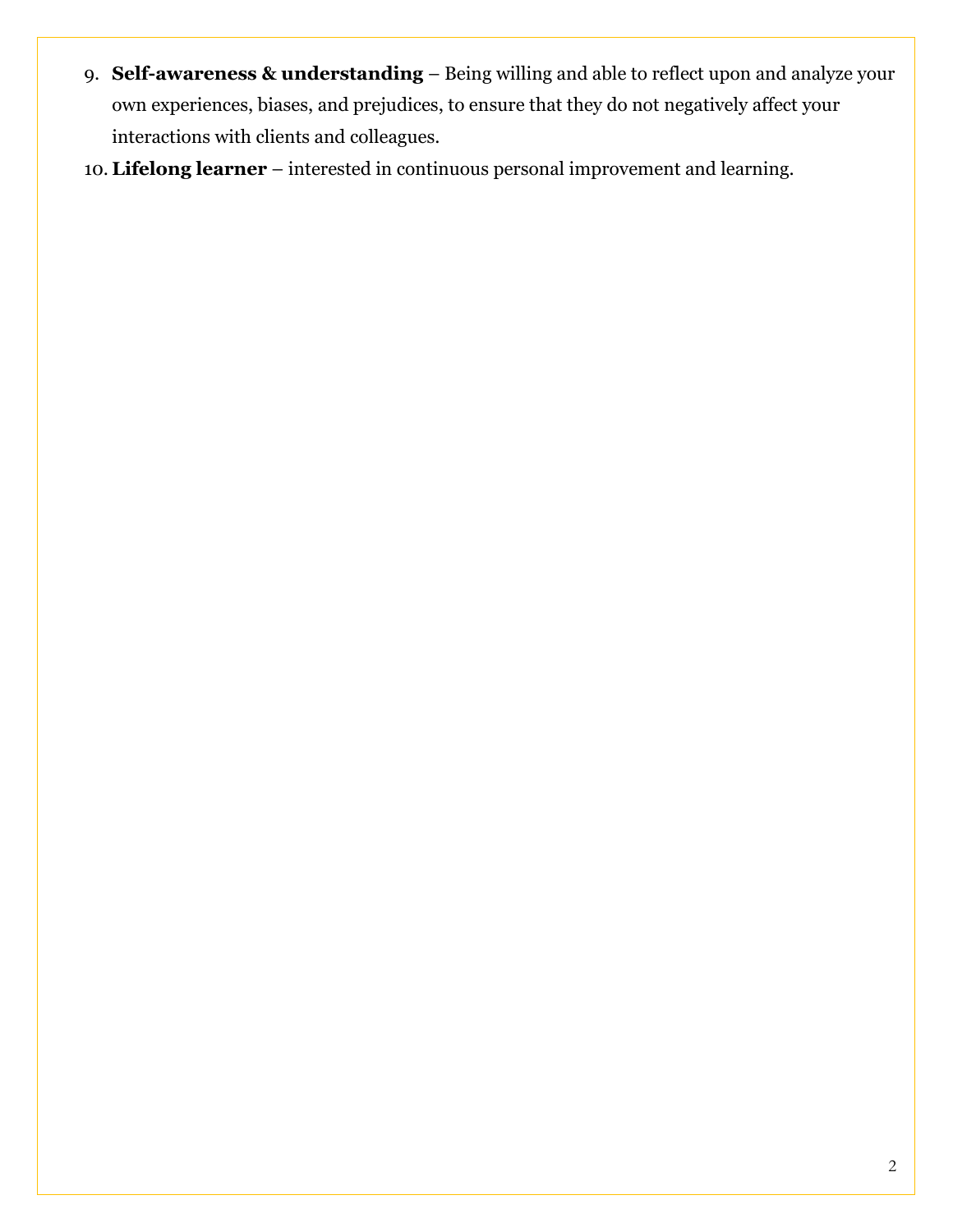9. **Self-awareness & understanding** – Being willing and able to reflect upon and analyze your own experiences, biases, and prejudices, to ensure that they do not negatively affect your interactions with clients and colleagues.
10. **Lifelong learner** – interested in continuous personal improvement and learning.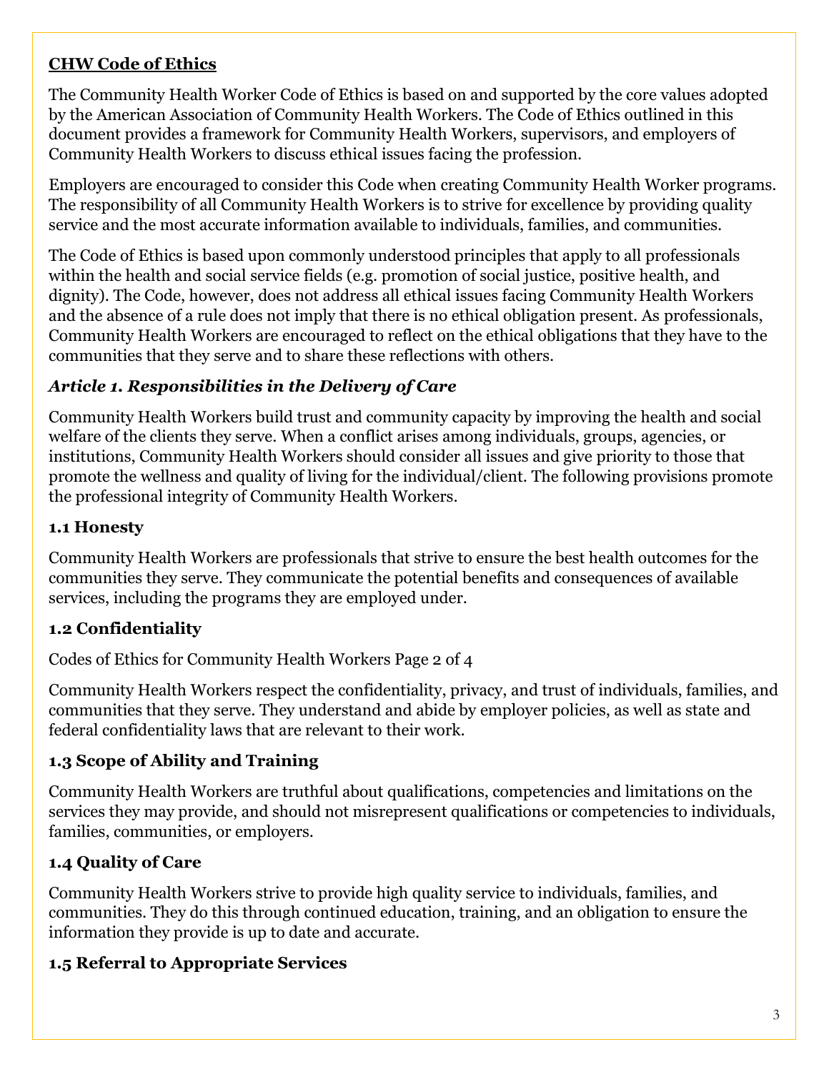**CHW Code of Ethics**

The Community Health Worker Code of Ethics is based on and supported by the core values adopted by the American Association of Community Health Workers. The Code of Ethics outlined in this document provides a framework for Community Health Workers, supervisors, and employers of Community Health Workers to discuss ethical issues facing the profession.

Employers are encouraged to consider this Code when creating Community Health Worker programs. The responsibility of all Community Health Workers is to strive for excellence by providing quality service and the most accurate information available to individuals, families, and communities.

The Code of Ethics is based upon commonly understood principles that apply to all professionals within the health and social service fields (e.g. promotion of social justice, positive health, and dignity). The Code, however, does not address all ethical issues facing Community Health Workers and the absence of a rule does not imply that there is no ethical obligation present. As professionals, Community Health Workers are encouraged to reflect on the ethical obligations that they have to the communities that they serve and to share these reflections with others.

### *Article 1. Responsibilities in the Delivery of Care*

Community Health Workers build trust and community capacity by improving the health and social welfare of the clients they serve. When a conflict arises among individuals, groups, agencies, or institutions, Community Health Workers should consider all issues and give priority to those that promote the wellness and quality of living for the individual/client. The following provisions promote the professional integrity of Community Health Workers.

#### 1.1 Honesty

Community Health Workers are professionals that strive to ensure the best health outcomes for the communities they serve. They communicate the potential benefits and consequences of available services, including the programs they are employed under.

#### 1.2 Confidentiality

Community Health Workers respect the confidentiality, privacy, and trust of individuals, families, and communities that they serve. They understand and abide by employer policies, as well as state and federal confidentiality laws that are relevant to their work.

#### 1.3 Scope of Ability and Training

Community Health Workers are truthful about qualifications, competencies and limitations on the services they may provide, and should not misrepresent qualifications or competencies to individuals, families, communities, or employers.

#### 1.4 Quality of Care

Community Health Workers strive to provide high quality service to individuals, families, and communities. They do this through continued education, training, and an obligation to ensure the information they provide is up to date and accurate.

#### 1.5 Referral to Appropriate Services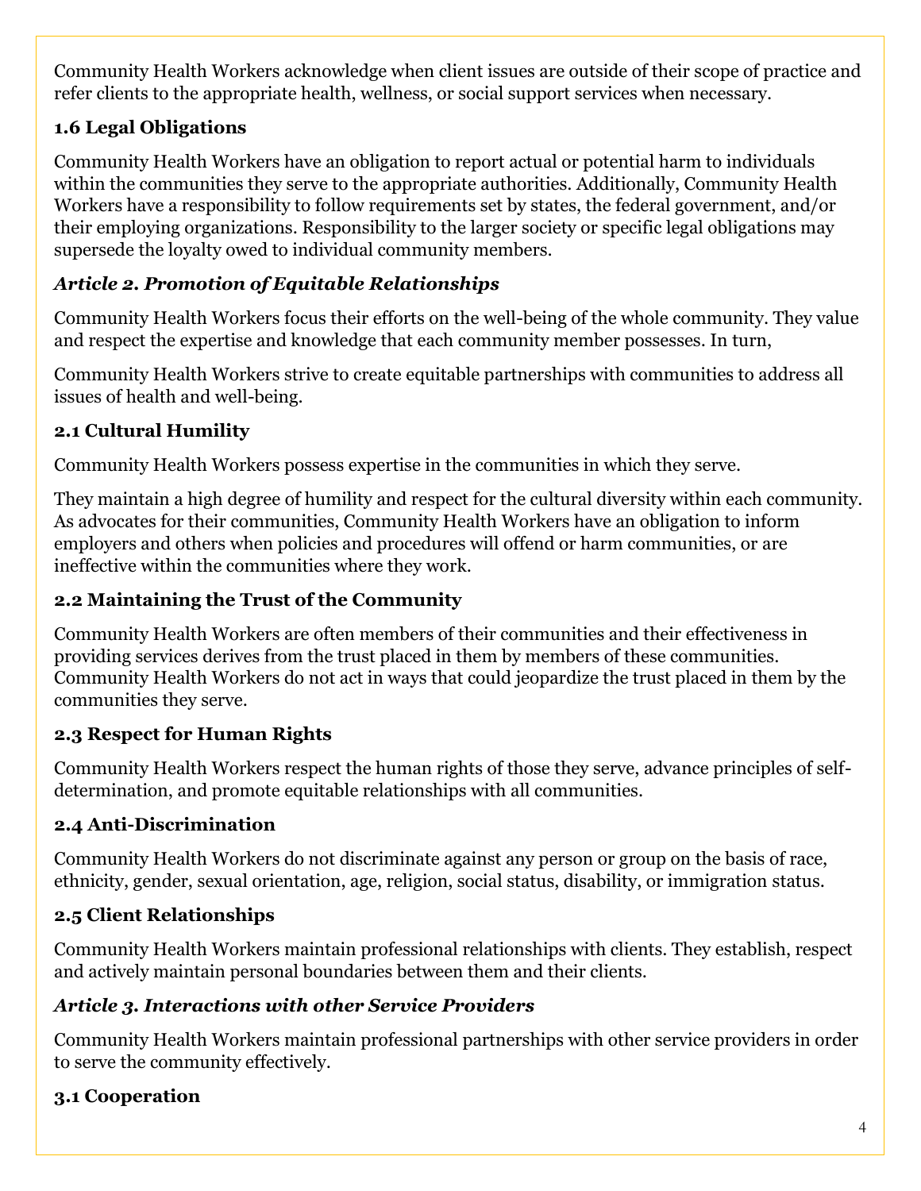Community Health Workers acknowledge when client issues are outside of their scope of practice and refer clients to the appropriate health, wellness, or social support services when necessary.

### 1.6 Legal Obligations

Community Health Workers have an obligation to report actual or potential harm to individuals within the communities they serve to the appropriate authorities. Additionally, Community Health Workers have a responsibility to follow requirements set by states, the federal government, and/or their employing organizations. Responsibility to the larger society or specific legal obligations may supersede the loyalty owed to individual community members.

## *Article 2. Promotion of Equitable Relationships*

Community Health Workers focus their efforts on the well-being of the whole community. They value and respect the expertise and knowledge that each community member possesses. In turn,

Community Health Workers strive to create equitable partnerships with communities to address all issues of health and well-being.

### 2.1 Cultural Humility

Community Health Workers possess expertise in the communities in which they serve.

They maintain a high degree of humility and respect for the cultural diversity within each community. As advocates for their communities, Community Health Workers have an obligation to inform employers and others when policies and procedures will offend or harm communities, or are ineffective within the communities where they work.

### 2.2 Maintaining the Trust of the Community

Community Health Workers are often members of their communities and their effectiveness in providing services derives from the trust placed in them by members of these communities. Community Health Workers do not act in ways that could jeopardize the trust placed in them by the communities they serve.

### 2.3 Respect for Human Rights

Community Health Workers respect the human rights of those they serve, advance principles of self-determination, and promote equitable relationships with all communities.

### 2.4 Anti-Discrimination

Community Health Workers do not discriminate against any person or group on the basis of race, ethnicity, gender, sexual orientation, age, religion, social status, disability, or immigration status.

### 2.5 Client Relationships

Community Health Workers maintain professional relationships with clients. They establish, respect and actively maintain personal boundaries between them and their clients.

## *Article 3. Interactions with other Service Providers*

Community Health Workers maintain professional partnerships with other service providers in order to serve the community effectively.

### 3.1 Cooperation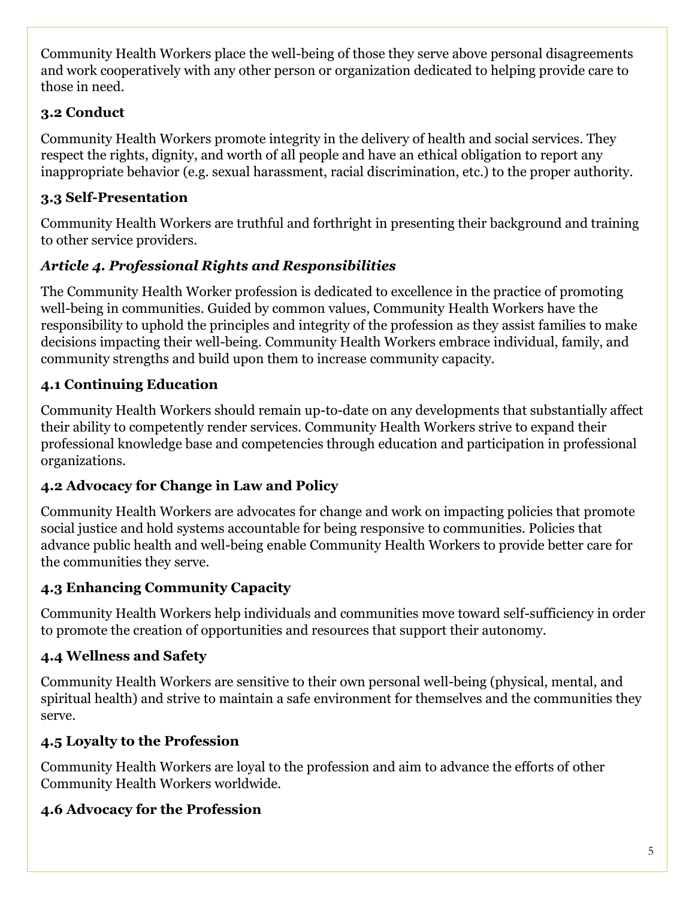Community Health Workers place the well-being of those they serve above personal disagreements and work cooperatively with any other person or organization dedicated to helping provide care to those in need.

### 3.2 Conduct

Community Health Workers promote integrity in the delivery of health and social services. They respect the rights, dignity, and worth of all people and have an ethical obligation to report any inappropriate behavior (e.g. sexual harassment, racial discrimination, etc.) to the proper authority.

### 3.3 Self-Presentation

Community Health Workers are truthful and forthright in presenting their background and training to other service providers.

## *Article 4. Professional Rights and Responsibilities*

The Community Health Worker profession is dedicated to excellence in the practice of promoting well-being in communities. Guided by common values, Community Health Workers have the responsibility to uphold the principles and integrity of the profession as they assist families to make decisions impacting their well-being. Community Health Workers embrace individual, family, and community strengths and build upon them to increase community capacity.

### 4.1 Continuing Education

Community Health Workers should remain up-to-date on any developments that substantially affect their ability to competently render services. Community Health Workers strive to expand their professional knowledge base and competencies through education and participation in professional organizations.

### 4.2 Advocacy for Change in Law and Policy

Community Health Workers are advocates for change and work on impacting policies that promote social justice and hold systems accountable for being responsive to communities. Policies that advance public health and well-being enable Community Health Workers to provide better care for the communities they serve.

### 4.3 Enhancing Community Capacity

Community Health Workers help individuals and communities move toward self-sufficiency in order to promote the creation of opportunities and resources that support their autonomy.

### 4.4 Wellness and Safety

Community Health Workers are sensitive to their own personal well-being (physical, mental, and spiritual health) and strive to maintain a safe environment for themselves and the communities they serve.

### 4.5 Loyalty to the Profession

Community Health Workers are loyal to the profession and aim to advance the efforts of other Community Health Workers worldwide.

### 4.6 Advocacy for the Profession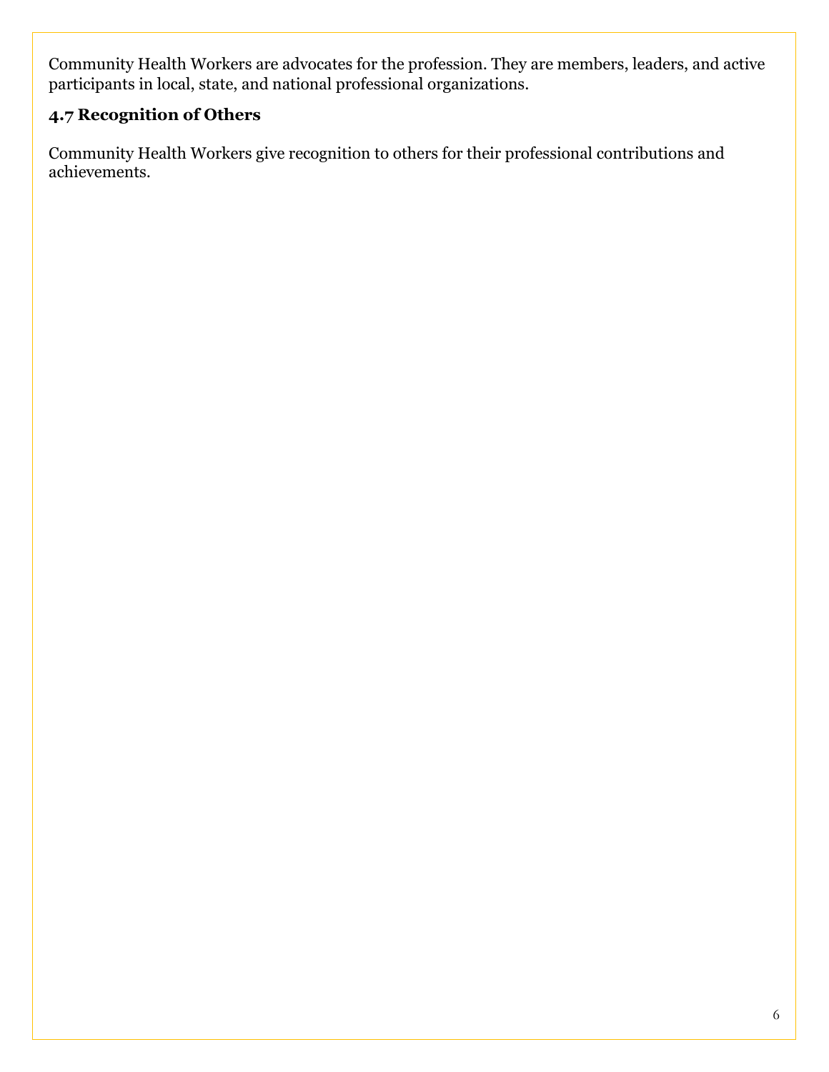Community Health Workers are advocates for the profession. They are members, leaders, and active participants in local, state, and national professional organizations.

### 4.7 Recognition of Others

Community Health Workers give recognition to others for their professional contributions and achievements.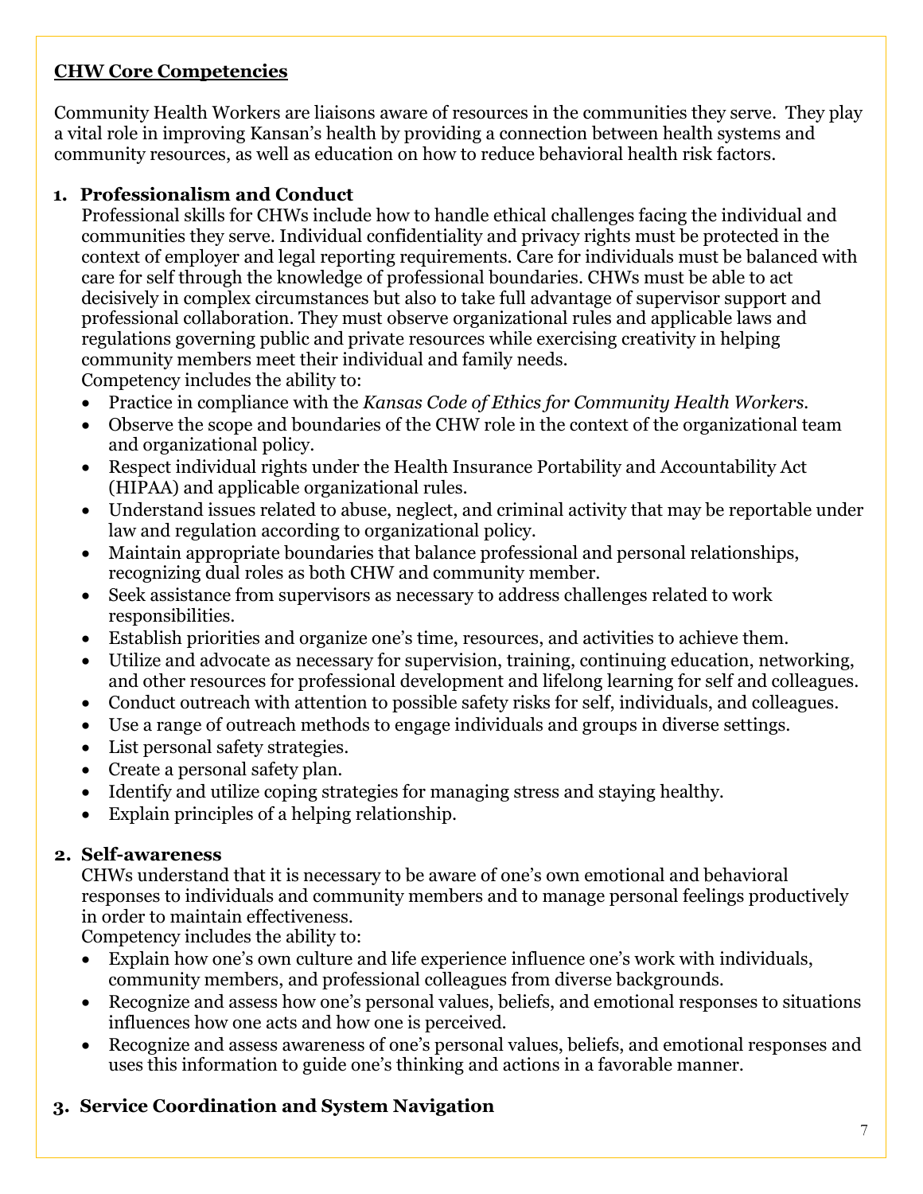**CHW Core Competencies**

Community Health Workers are liaisons aware of resources in the communities they serve. They play a vital role in improving Kansan's health by providing a connection between health systems and community resources, as well as education on how to reduce behavioral health risk factors.

### 1. Professionalism and Conduct

Professional skills for CHWs include how to handle ethical challenges facing the individual and communities they serve. Individual confidentiality and privacy rights must be protected in the context of employer and legal reporting requirements. Care for individuals must be balanced with care for self through the knowledge of professional boundaries. CHWs must be able to act decisively in complex circumstances but also to take full advantage of supervisor support and professional collaboration. They must observe organizational rules and applicable laws and regulations governing public and private resources while exercising creativity in helping community members meet their individual and family needs.

Competency includes the ability to:

- Practice in compliance with the *Kansas Code of Ethics for Community Health Workers*.
- Observe the scope and boundaries of the CHW role in the context of the organizational team and organizational policy.
- Respect individual rights under the Health Insurance Portability and Accountability Act (HIPAA) and applicable organizational rules.
- Understand issues related to abuse, neglect, and criminal activity that may be reportable under law and regulation according to organizational policy.
- Maintain appropriate boundaries that balance professional and personal relationships, recognizing dual roles as both CHW and community member.
- Seek assistance from supervisors as necessary to address challenges related to work responsibilities.
- Establish priorities and organize one's time, resources, and activities to achieve them.
- Utilize and advocate as necessary for supervision, training, continuing education, networking, and other resources for professional development and lifelong learning for self and colleagues.
- Conduct outreach with attention to possible safety risks for self, individuals, and colleagues.
- Use a range of outreach methods to engage individuals and groups in diverse settings.
- List personal safety strategies.
- Create a personal safety plan.
- Identify and utilize coping strategies for managing stress and staying healthy.
- Explain principles of a helping relationship.

### 2. Self-awareness

CHWs understand that it is necessary to be aware of one's own emotional and behavioral responses to individuals and community members and to manage personal feelings productively in order to maintain effectiveness.

Competency includes the ability to:

- Explain how one's own culture and life experience influence one's work with individuals, community members, and professional colleagues from diverse backgrounds.
- Recognize and assess how one's personal values, beliefs, and emotional responses to situations influences how one acts and how one is perceived.
- Recognize and assess awareness of one's personal values, beliefs, and emotional responses and uses this information to guide one's thinking and actions in a favorable manner.

### 3. Service Coordination and System Navigation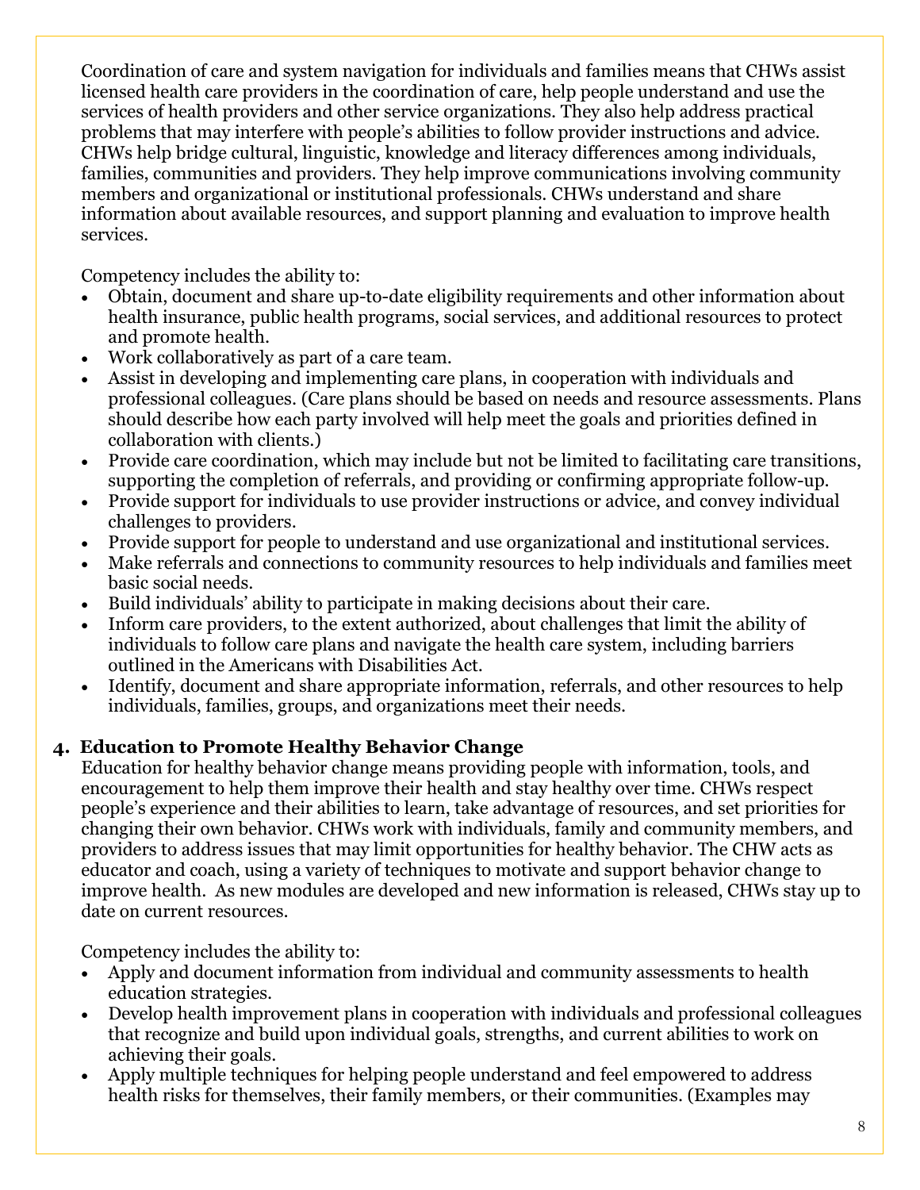Coordination of care and system navigation for individuals and families means that CHWs assist licensed health care providers in the coordination of care, help people understand and use the services of health providers and other service organizations. They also help address practical problems that may interfere with people's abilities to follow provider instructions and advice. CHWs help bridge cultural, linguistic, knowledge and literacy differences among individuals, families, communities and providers. They help improve communications involving community members and organizational or institutional professionals. CHWs understand and share information about available resources, and support planning and evaluation to improve health services.

Competency includes the ability to:

- Obtain, document and share up-to-date eligibility requirements and other information about health insurance, public health programs, social services, and additional resources to protect and promote health.
- Work collaboratively as part of a care team.
- Assist in developing and implementing care plans, in cooperation with individuals and professional colleagues. (Care plans should be based on needs and resource assessments. Plans should describe how each party involved will help meet the goals and priorities defined in collaboration with clients.)
- Provide care coordination, which may include but not be limited to facilitating care transitions, supporting the completion of referrals, and providing or confirming appropriate follow-up.
- Provide support for individuals to use provider instructions or advice, and convey individual challenges to providers.
- Provide support for people to understand and use organizational and institutional services.
- Make referrals and connections to community resources to help individuals and families meet basic social needs.
- Build individuals' ability to participate in making decisions about their care.
- Inform care providers, to the extent authorized, about challenges that limit the ability of individuals to follow care plans and navigate the health care system, including barriers outlined in the Americans with Disabilities Act.
- Identify, document and share appropriate information, referrals, and other resources to help individuals, families, groups, and organizations meet their needs.

## 4. Education to Promote Healthy Behavior Change

Education for healthy behavior change means providing people with information, tools, and encouragement to help them improve their health and stay healthy over time. CHWs respect people's experience and their abilities to learn, take advantage of resources, and set priorities for changing their own behavior. CHWs work with individuals, family and community members, and providers to address issues that may limit opportunities for healthy behavior. The CHW acts as educator and coach, using a variety of techniques to motivate and support behavior change to improve health. As new modules are developed and new information is released, CHWs stay up to date on current resources.

Competency includes the ability to:

- Apply and document information from individual and community assessments to health education strategies.
- Develop health improvement plans in cooperation with individuals and professional colleagues that recognize and build upon individual goals, strengths, and current abilities to work on achieving their goals.
- Apply multiple techniques for helping people understand and feel empowered to address health risks for themselves, their family members, or their communities. (Examples may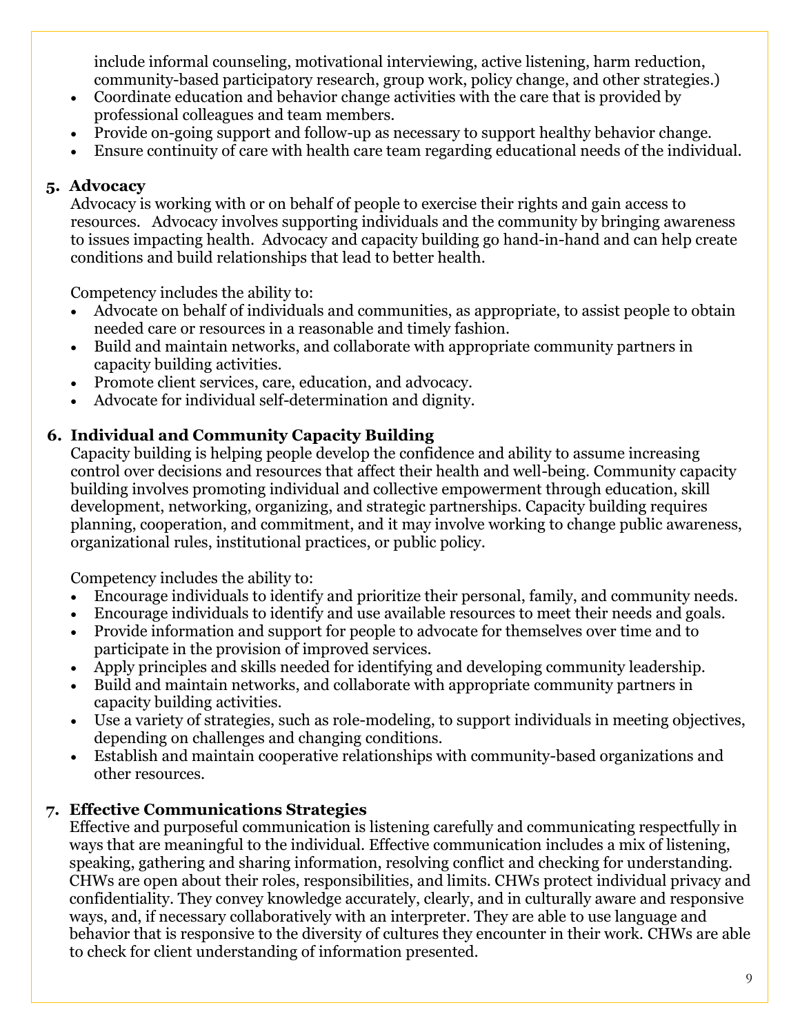include informal counseling, motivational interviewing, active listening, harm reduction, community-based participatory research, group work, policy change, and other strategies.)

- Coordinate education and behavior change activities with the care that is provided by professional colleagues and team members.
- Provide on-going support and follow-up as necessary to support healthy behavior change.
- Ensure continuity of care with health care team regarding educational needs of the individual.

## 5. Advocacy

Advocacy is working with or on behalf of people to exercise their rights and gain access to resources. Advocacy involves supporting individuals and the community by bringing awareness to issues impacting health. Advocacy and capacity building go hand-in-hand and can help create conditions and build relationships that lead to better health.

Competency includes the ability to:

- Advocate on behalf of individuals and communities, as appropriate, to assist people to obtain needed care or resources in a reasonable and timely fashion.
- Build and maintain networks, and collaborate with appropriate community partners in capacity building activities.
- Promote client services, care, education, and advocacy.
- Advocate for individual self-determination and dignity.

## 6. Individual and Community Capacity Building

Capacity building is helping people develop the confidence and ability to assume increasing control over decisions and resources that affect their health and well-being. Community capacity building involves promoting individual and collective empowerment through education, skill development, networking, organizing, and strategic partnerships. Capacity building requires planning, cooperation, and commitment, and it may involve working to change public awareness, organizational rules, institutional practices, or public policy.

Competency includes the ability to:

- Encourage individuals to identify and prioritize their personal, family, and community needs.
- Encourage individuals to identify and use available resources to meet their needs and goals.
- Provide information and support for people to advocate for themselves over time and to participate in the provision of improved services.
- Apply principles and skills needed for identifying and developing community leadership.
- Build and maintain networks, and collaborate with appropriate community partners in capacity building activities.
- Use a variety of strategies, such as role-modeling, to support individuals in meeting objectives, depending on challenges and changing conditions.
- Establish and maintain cooperative relationships with community-based organizations and other resources.

## 7. Effective Communications Strategies

Effective and purposeful communication is listening carefully and communicating respectfully in ways that are meaningful to the individual. Effective communication includes a mix of listening, speaking, gathering and sharing information, resolving conflict and checking for understanding. CHWs are open about their roles, responsibilities, and limits. CHWs protect individual privacy and confidentiality. They convey knowledge accurately, clearly, and in culturally aware and responsive ways, and, if necessary collaboratively with an interpreter. They are able to use language and behavior that is responsive to the diversity of cultures they encounter in their work. CHWs are able to check for client understanding of information presented.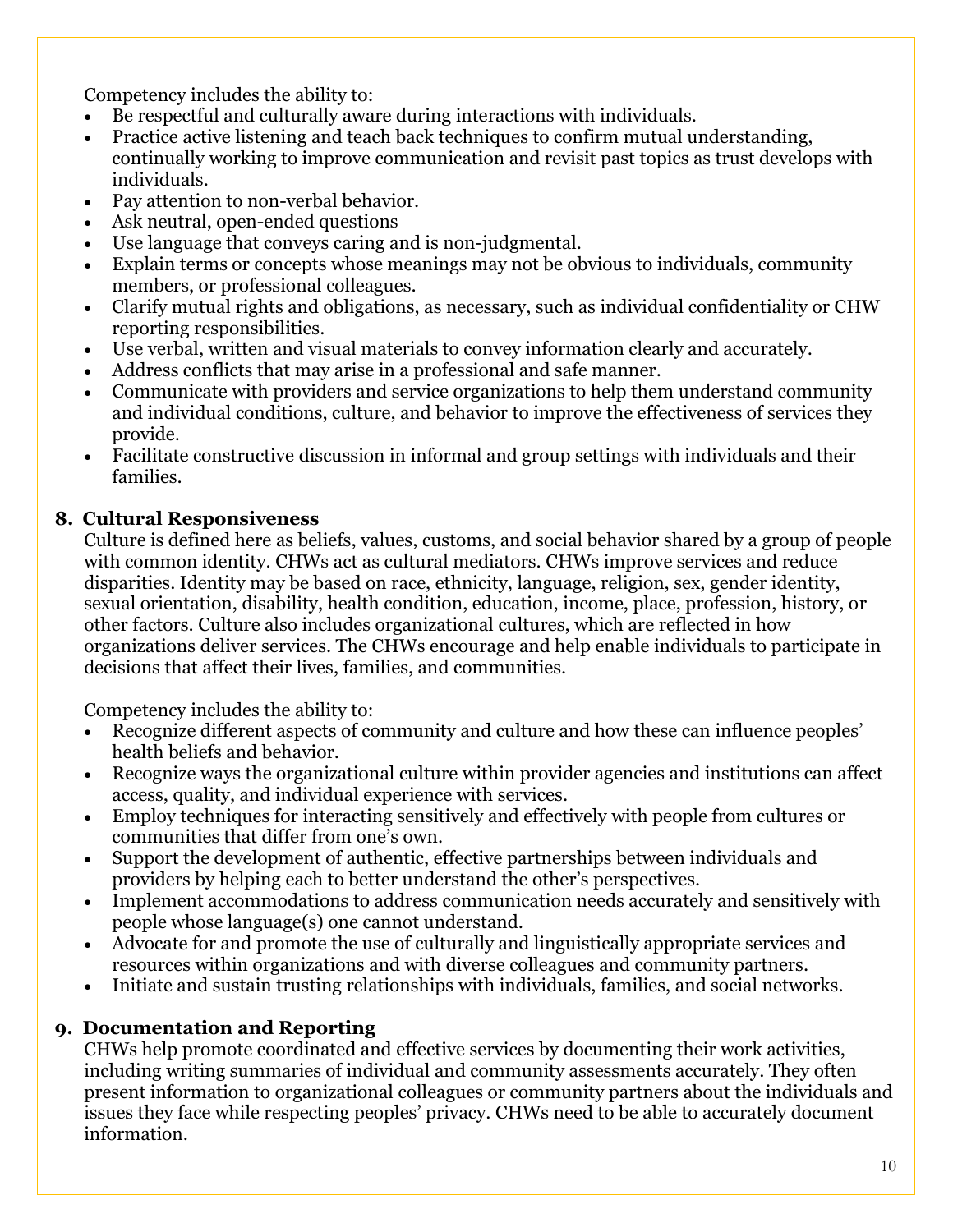Competency includes the ability to:

- Be respectful and culturally aware during interactions with individuals.
- Practice active listening and teach back techniques to confirm mutual understanding, continually working to improve communication and revisit past topics as trust develops with individuals.
- Pay attention to non-verbal behavior.
- Ask neutral, open-ended questions
- Use language that conveys caring and is non-judgmental.
- Explain terms or concepts whose meanings may not be obvious to individuals, community members, or professional colleagues.
- Clarify mutual rights and obligations, as necessary, such as individual confidentiality or CHW reporting responsibilities.
- Use verbal, written and visual materials to convey information clearly and accurately.
- Address conflicts that may arise in a professional and safe manner.
- Communicate with providers and service organizations to help them understand community and individual conditions, culture, and behavior to improve the effectiveness of services they provide.
- Facilitate constructive discussion in informal and group settings with individuals and their families.

## 8. Cultural Responsiveness

Culture is defined here as beliefs, values, customs, and social behavior shared by a group of people with common identity. CHWs act as cultural mediators. CHWs improve services and reduce disparities. Identity may be based on race, ethnicity, language, religion, sex, gender identity, sexual orientation, disability, health condition, education, income, place, profession, history, or other factors. Culture also includes organizational cultures, which are reflected in how organizations deliver services. The CHWs encourage and help enable individuals to participate in decisions that affect their lives, families, and communities.

Competency includes the ability to:

- Recognize different aspects of community and culture and how these can influence peoples' health beliefs and behavior.
- Recognize ways the organizational culture within provider agencies and institutions can affect access, quality, and individual experience with services.
- Employ techniques for interacting sensitively and effectively with people from cultures or communities that differ from one's own.
- Support the development of authentic, effective partnerships between individuals and providers by helping each to better understand the other's perspectives.
- Implement accommodations to address communication needs accurately and sensitively with people whose language(s) one cannot understand.
- Advocate for and promote the use of culturally and linguistically appropriate services and resources within organizations and with diverse colleagues and community partners.
- Initiate and sustain trusting relationships with individuals, families, and social networks.

## 9. Documentation and Reporting

CHWs help promote coordinated and effective services by documenting their work activities, including writing summaries of individual and community assessments accurately. They often present information to organizational colleagues or community partners about the individuals and issues they face while respecting peoples' privacy. CHWs need to be able to accurately document information.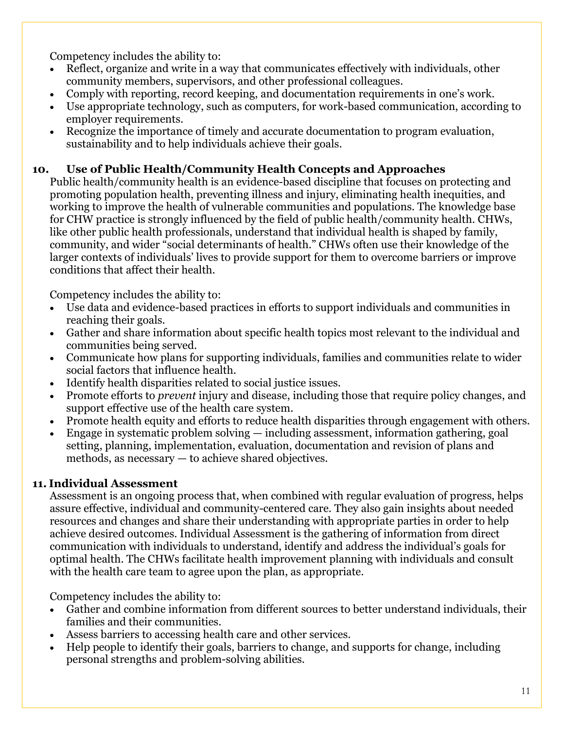Competency includes the ability to:

- Reflect, organize and write in a way that communicates effectively with individuals, other community members, supervisors, and other professional colleagues.
- Comply with reporting, record keeping, and documentation requirements in one's work.
- Use appropriate technology, such as computers, for work-based communication, according to employer requirements.
- Recognize the importance of timely and accurate documentation to program evaluation, sustainability and to help individuals achieve their goals.

### 10. Use of Public Health/Community Health Concepts and Approaches

Public health/community health is an evidence-based discipline that focuses on protecting and promoting population health, preventing illness and injury, eliminating health inequities, and working to improve the health of vulnerable communities and populations. The knowledge base for CHW practice is strongly influenced by the field of public health/community health. CHWs, like other public health professionals, understand that individual health is shaped by family, community, and wider "social determinants of health." CHWs often use their knowledge of the larger contexts of individuals' lives to provide support for them to overcome barriers or improve conditions that affect their health.

Competency includes the ability to:

- Use data and evidence-based practices in efforts to support individuals and communities in reaching their goals.
- Gather and share information about specific health topics most relevant to the individual and communities being served.
- Communicate how plans for supporting individuals, families and communities relate to wider social factors that influence health.
- Identify health disparities related to social justice issues.
- Promote efforts to *prevent* injury and disease, including those that require policy changes, and support effective use of the health care system.
- Promote health equity and efforts to reduce health disparities through engagement with others.
- Engage in systematic problem solving — including assessment, information gathering, goal setting, planning, implementation, evaluation, documentation and revision of plans and methods, as necessary — to achieve shared objectives.

### 11. Individual Assessment

Assessment is an ongoing process that, when combined with regular evaluation of progress, helps assure effective, individual and community-centered care. They also gain insights about needed resources and changes and share their understanding with appropriate parties in order to help achieve desired outcomes. Individual Assessment is the gathering of information from direct communication with individuals to understand, identify and address the individual's goals for optimal health. The CHWs facilitate health improvement planning with individuals and consult with the health care team to agree upon the plan, as appropriate.

Competency includes the ability to:

- Gather and combine information from different sources to better understand individuals, their families and their communities.
- Assess barriers to accessing health care and other services.
- Help people to identify their goals, barriers to change, and supports for change, including personal strengths and problem-solving abilities.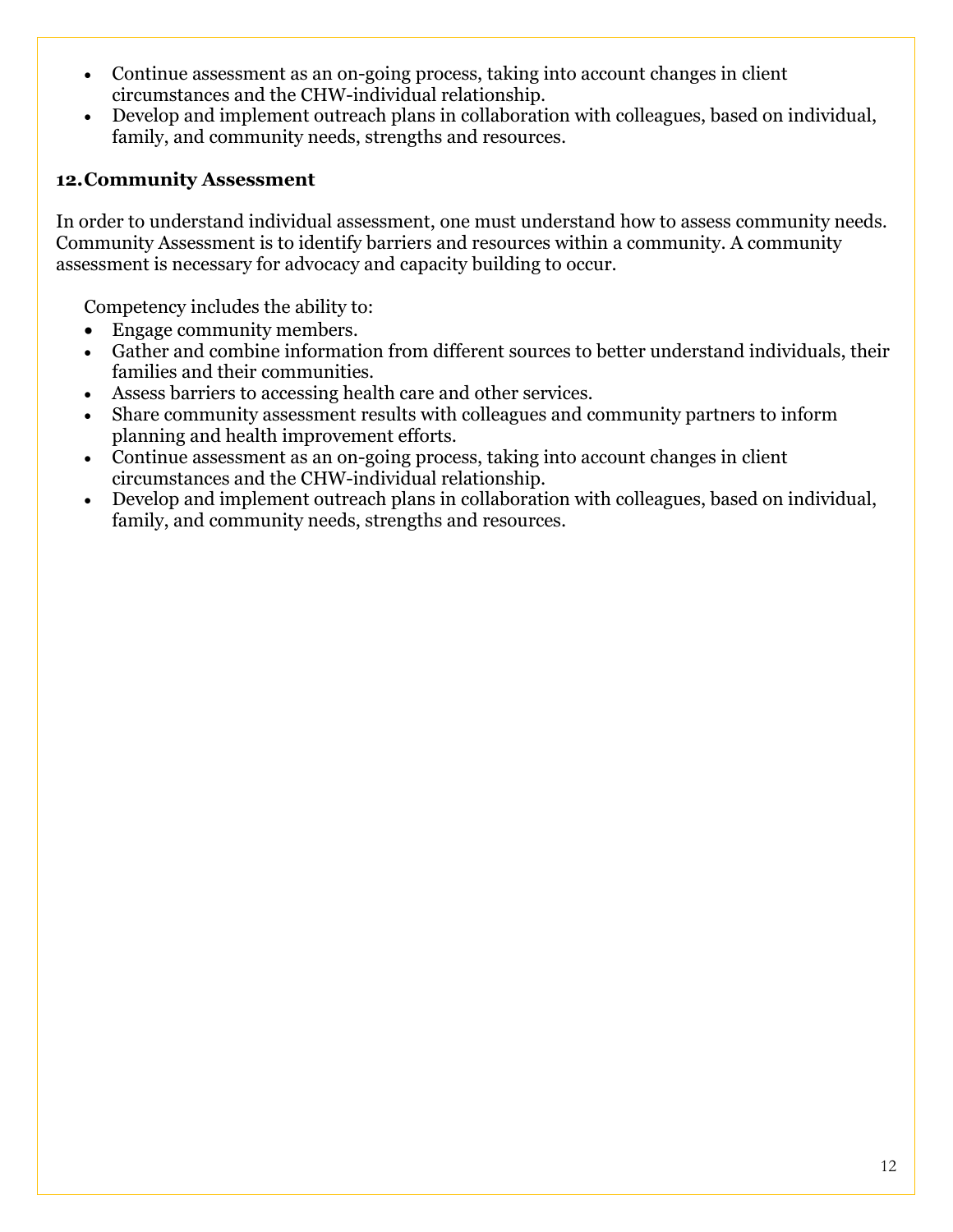- Continue assessment as an on-going process, taking into account changes in client circumstances and the CHW-individual relationship.
- Develop and implement outreach plans in collaboration with colleagues, based on individual, family, and community needs, strengths and resources.

### 12. Community Assessment

In order to understand individual assessment, one must understand how to assess community needs. Community Assessment is to identify barriers and resources within a community. A community assessment is necessary for advocacy and capacity building to occur.

Competency includes the ability to:

- Engage community members.
- Gather and combine information from different sources to better understand individuals, their families and their communities.
- Assess barriers to accessing health care and other services.
- Share community assessment results with colleagues and community partners to inform planning and health improvement efforts.
- Continue assessment as an on-going process, taking into account changes in client circumstances and the CHW-individual relationship.
- Develop and implement outreach plans in collaboration with colleagues, based on individual, family, and community needs, strengths and resources.